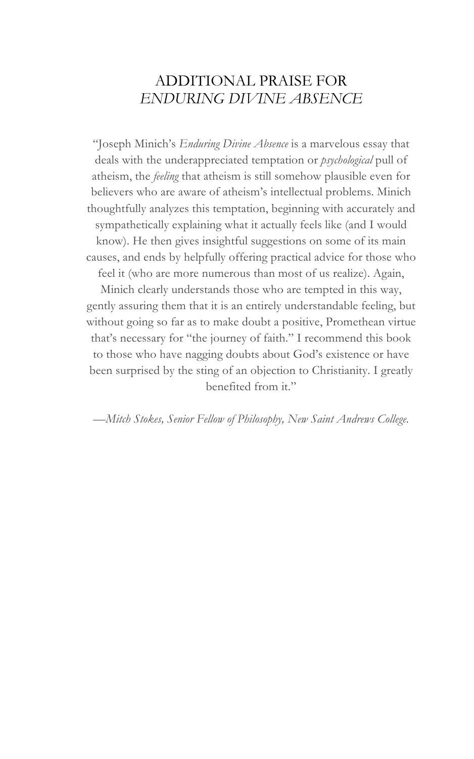# ADDITIONAL PRAISE FOR *ENDURING DIVINE ABSENCE*

"Joseph Minich's *Enduring Divine Absence* is a marvelous essay that deals with the underappreciated temptation or *psychological* pull of atheism, the *feeling* that atheism is still somehow plausible even for believers who are aware of atheism's intellectual problems. Minich thoughtfully analyzes this temptation, beginning with accurately and sympathetically explaining what it actually feels like (and I would know). He then gives insightful suggestions on some of its main causes, and ends by helpfully offering practical advice for those who feel it (who are more numerous than most of us realize). Again, Minich clearly understands those who are tempted in this way, gently assuring them that it is an entirely understandable feeling, but without going so far as to make doubt a positive, Promethean virtue that's necessary for "the journey of faith." I recommend this book to those who have nagging doubts about God's existence or have been surprised by the sting of an objection to Christianity. I greatly benefited from it."

*—Mitch Stokes, Senior Fellow of Philosophy, New Saint Andrews College.*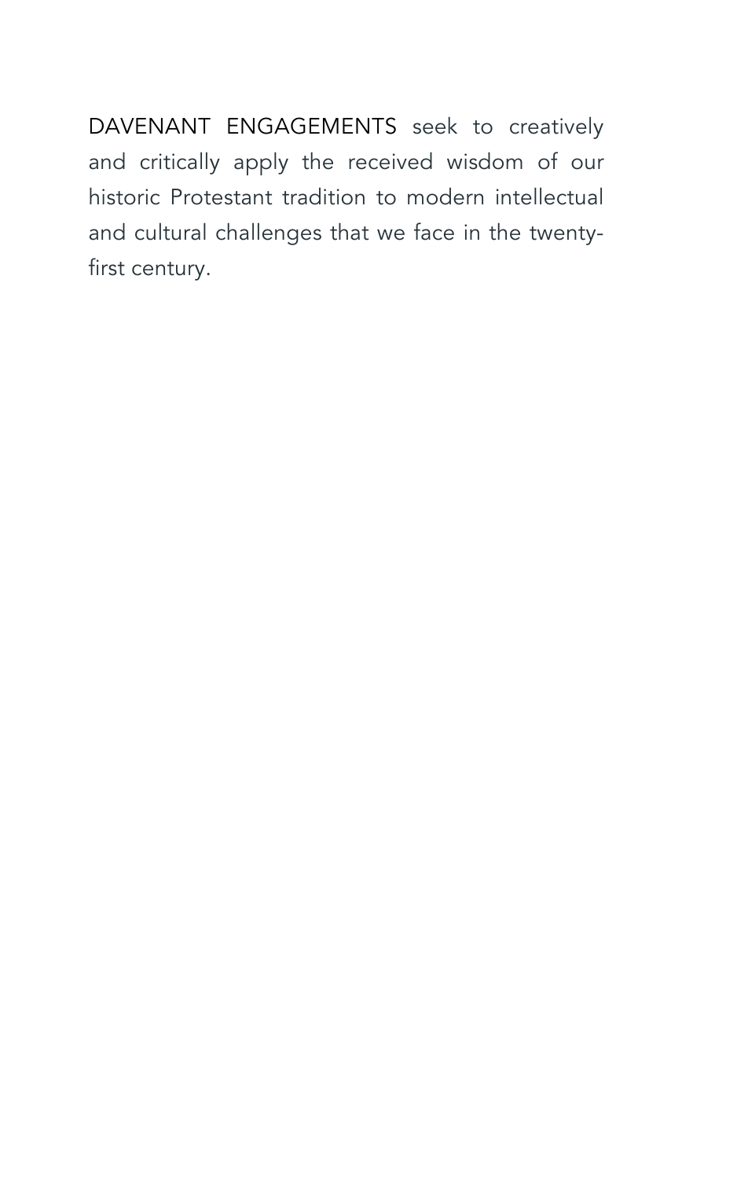DAVENANT ENGAGEMENTS seek to creatively and critically apply the received wisdom of our historic Protestant tradition to modern intellectual and cultural challenges that we face in the twenty-first century.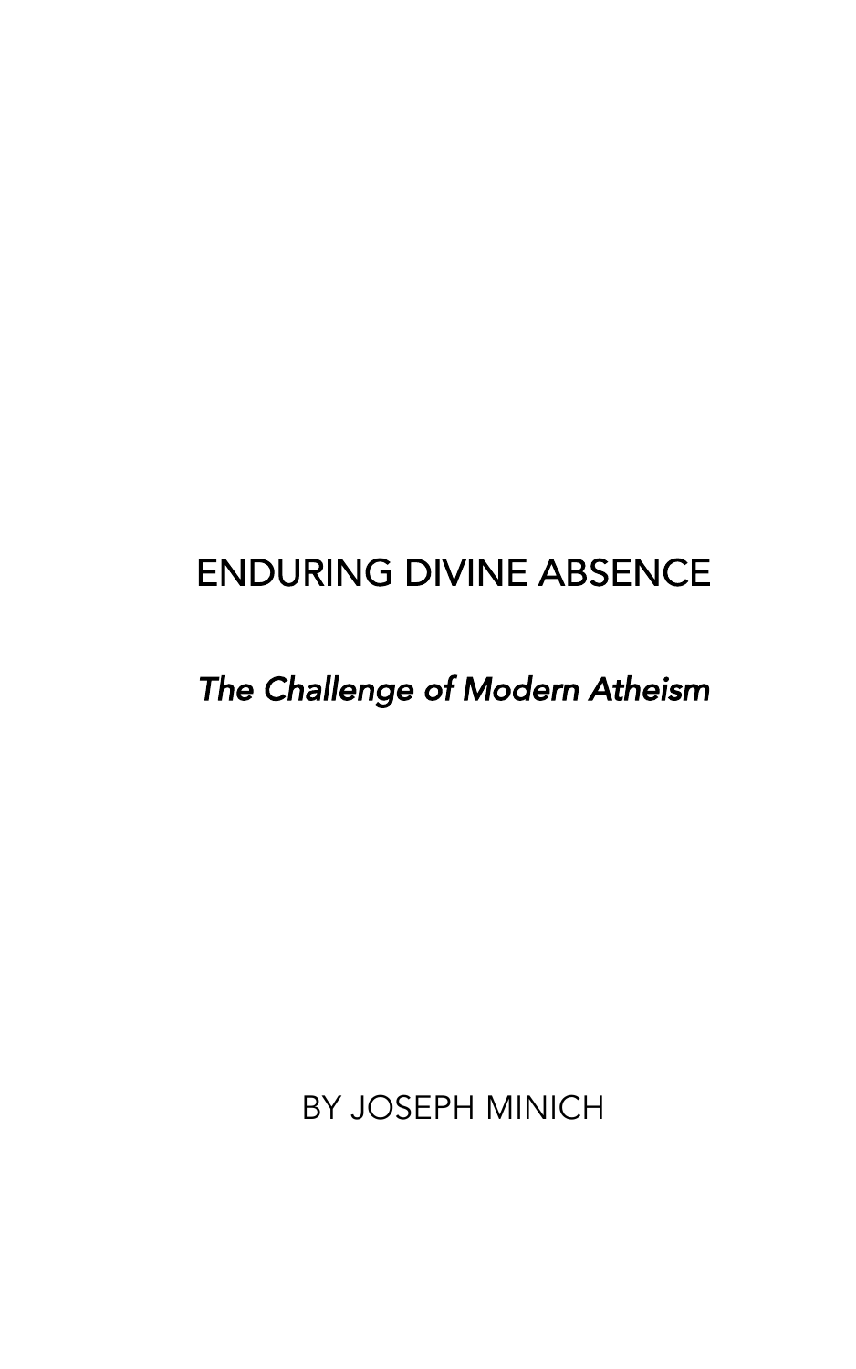# ENDURING DIVINE ABSENCE

*The Challenge of Modern Atheism*

BY JOSEPH MINICH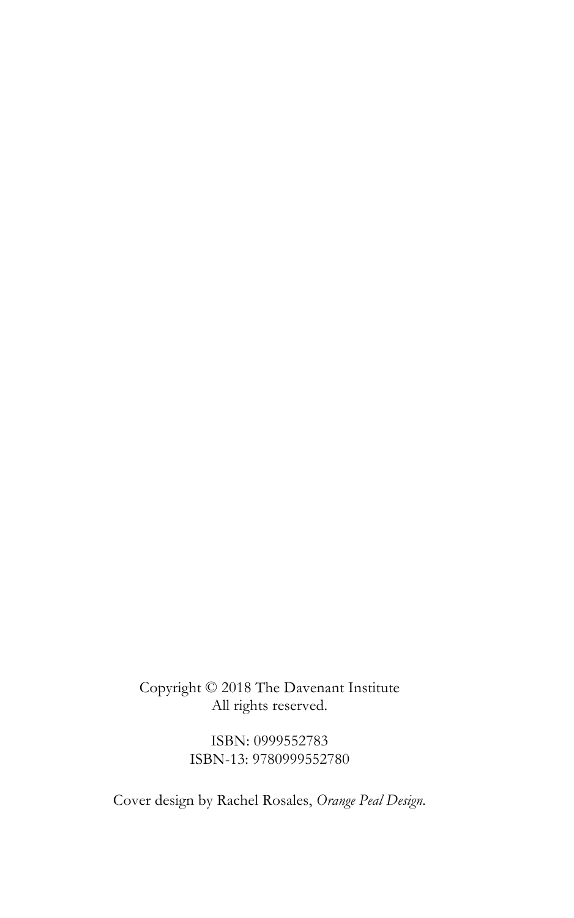Copyright © 2018 The Davenant Institute
All rights reserved.

ISBN: 0999552783
ISBN-13: 9780999552780

Cover design by Rachel Rosales, *Orange Peal Design.*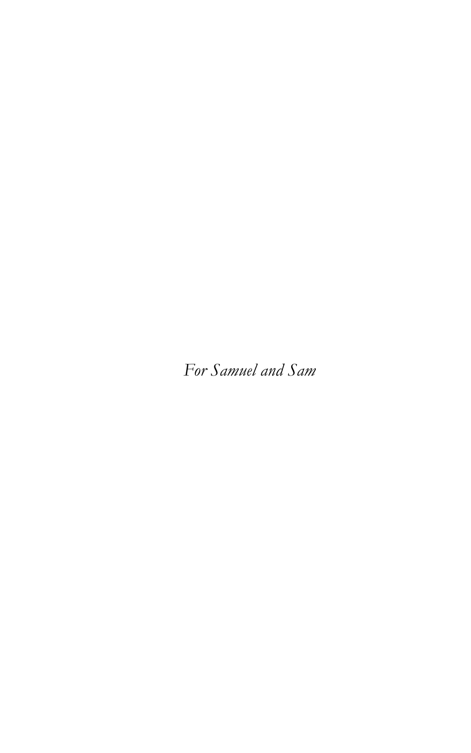*For Samuel and Sam*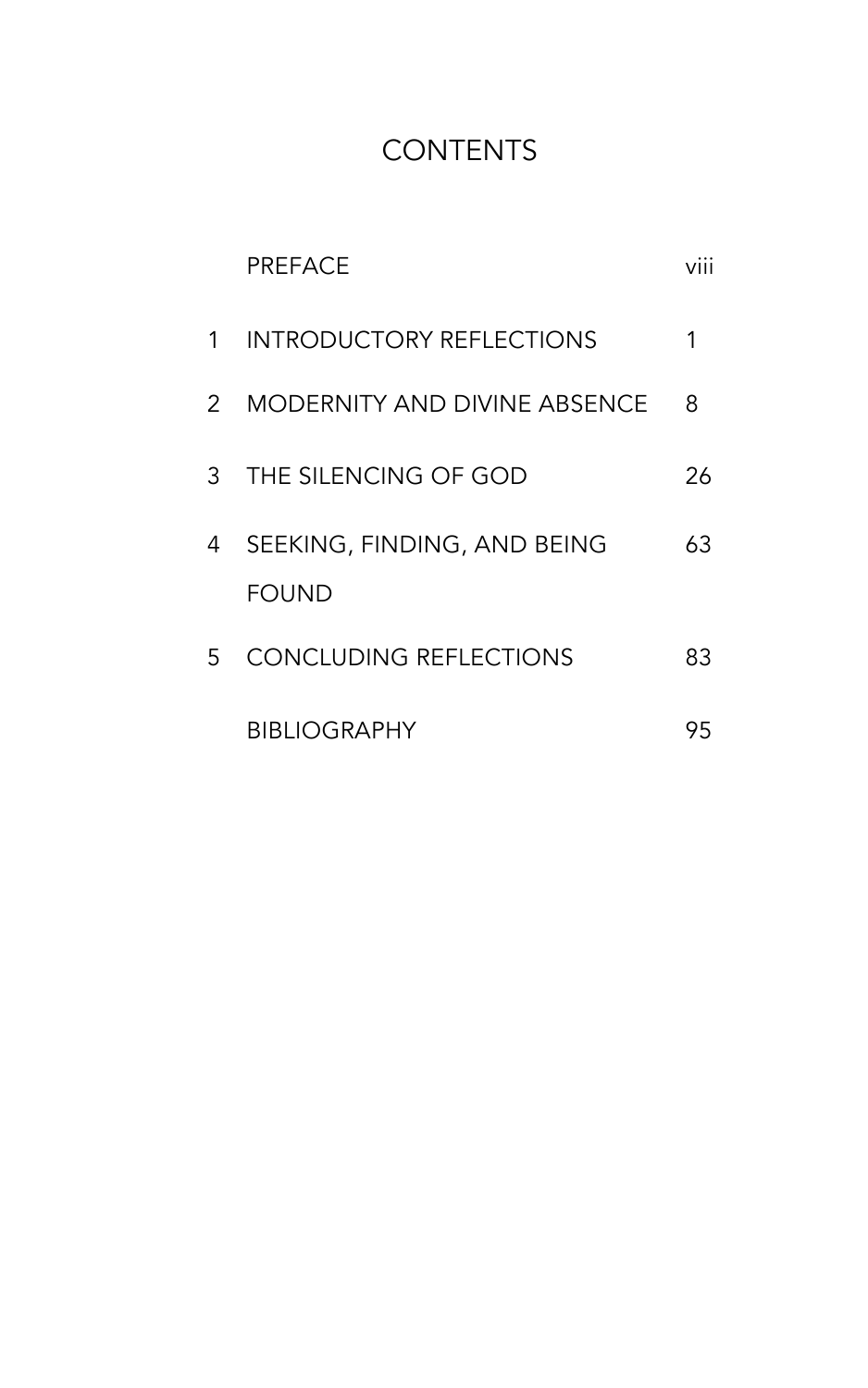# CONTENTS

| | | |
|---|---|---|
| | PREFACE | viii |
| 1 | INTRODUCTORY REFLECTIONS | 1 |
| 2 | MODERNITY AND DIVINE ABSENCE | 8 |
| 3 | THE SILENCING OF GOD | 26 |
| 4 | SEEKING, FINDING, AND BEING FOUND | 63 |
| 5 | CONCLUDING REFLECTIONS | 83 |
| | BIBLIOGRAPHY | 95 |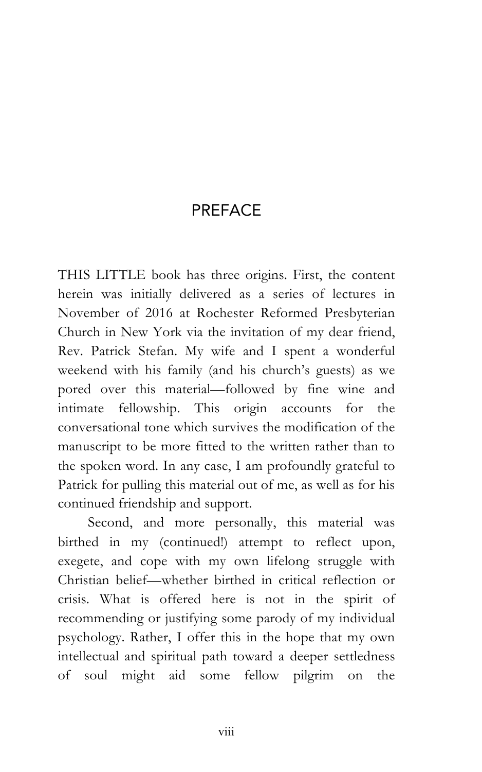# PREFACE

THIS LITTLE book has three origins. First, the content herein was initially delivered as a series of lectures in November of 2016 at Rochester Reformed Presbyterian Church in New York via the invitation of my dear friend, Rev. Patrick Stefan. My wife and I spent a wonderful weekend with his family (and his church's guests) as we pored over this material—followed by fine wine and intimate fellowship. This origin accounts for the conversational tone which survives the modification of the manuscript to be more fitted to the written rather than to the spoken word. In any case, I am profoundly grateful to Patrick for pulling this material out of me, as well as for his continued friendship and support.

Second, and more personally, this material was birthed in my (continued!) attempt to reflect upon, exegete, and cope with my own lifelong struggle with Christian belief—whether birthed in critical reflection or crisis. What is offered here is not in the spirit of recommending or justifying some parody of my individual psychology. Rather, I offer this in the hope that my own intellectual and spiritual path toward a deeper settledness of soul might aid some fellow pilgrim on the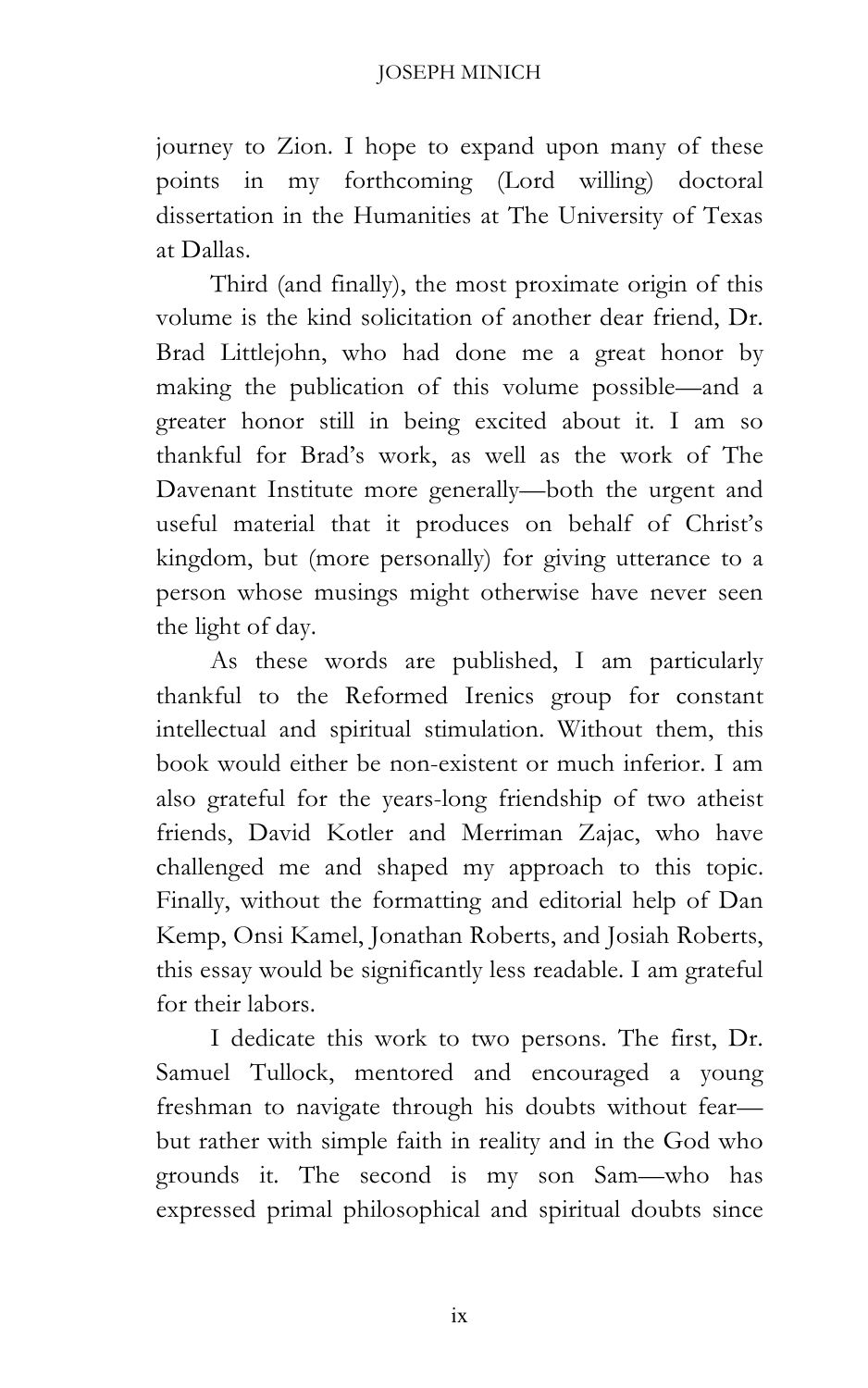journey to Zion. I hope to expand upon many of these points in my forthcoming (Lord willing) doctoral dissertation in the Humanities at The University of Texas at Dallas.

Third (and finally), the most proximate origin of this volume is the kind solicitation of another dear friend, Dr. Brad Littlejohn, who had done me a great honor by making the publication of this volume possible—and a greater honor still in being excited about it. I am so thankful for Brad's work, as well as the work of The Davenant Institute more generally—both the urgent and useful material that it produces on behalf of Christ's kingdom, but (more personally) for giving utterance to a person whose musings might otherwise have never seen the light of day.

As these words are published, I am particularly thankful to the Reformed Irenics group for constant intellectual and spiritual stimulation. Without them, this book would either be non-existent or much inferior. I am also grateful for the years-long friendship of two atheist friends, David Kotler and Merriman Zajac, who have challenged me and shaped my approach to this topic. Finally, without the formatting and editorial help of Dan Kemp, Onsi Kamel, Jonathan Roberts, and Josiah Roberts, this essay would be significantly less readable. I am grateful for their labors.

I dedicate this work to two persons. The first, Dr. Samuel Tullock, mentored and encouraged a young freshman to navigate through his doubts without fear—but rather with simple faith in reality and in the God who grounds it. The second is my son Sam—who has expressed primal philosophical and spiritual doubts since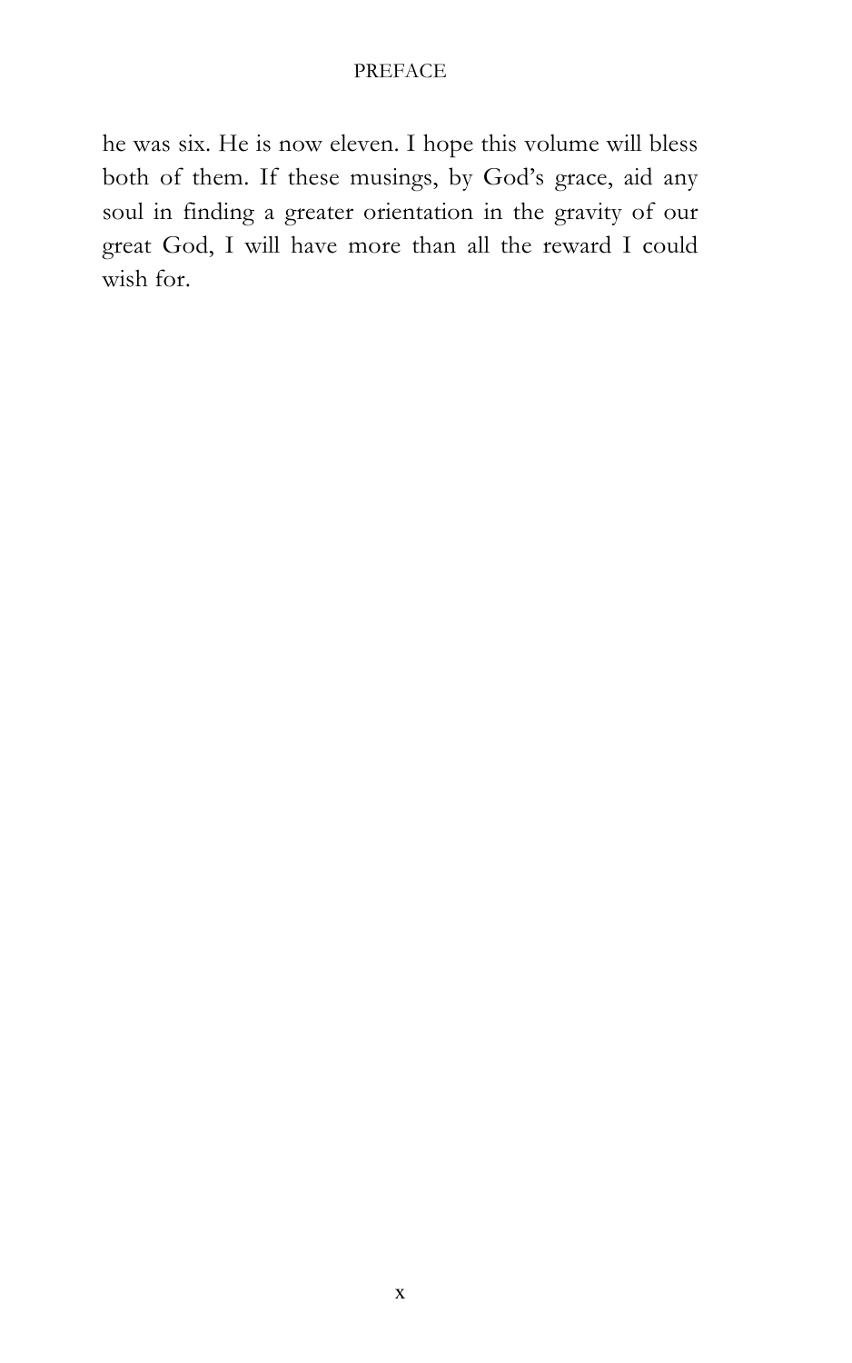he was six. He is now eleven. I hope this volume will bless both of them. If these musings, by God's grace, aid any soul in finding a greater orientation in the gravity of our great God, I will have more than all the reward I could wish for.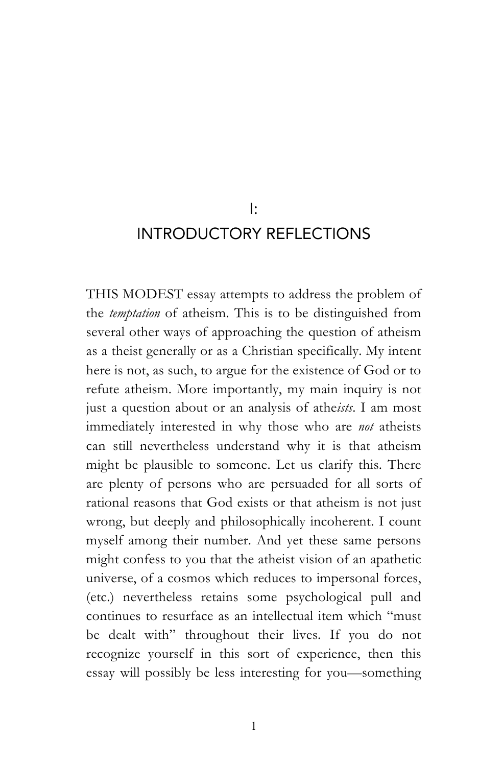# I: INTRODUCTORY REFLECTIONS

THIS MODEST essay attempts to address the problem of the *temptation* of atheism. This is to be distinguished from several other ways of approaching the question of atheism as a theist generally or as a Christian specifically. My intent here is not, as such, to argue for the existence of God or to refute atheism. More importantly, my main inquiry is not just a question about or an analysis of athe*ists*. I am most immediately interested in why those who are *not* atheists can still nevertheless understand why it is that atheism might be plausible to someone. Let us clarify this. There are plenty of persons who are persuaded for all sorts of rational reasons that God exists or that atheism is not just wrong, but deeply and philosophically incoherent. I count myself among their number. And yet these same persons might confess to you that the atheist vision of an apathetic universe, of a cosmos which reduces to impersonal forces, (etc.) nevertheless retains some psychological pull and continues to resurface as an intellectual item which "must be dealt with" throughout their lives. If you do not recognize yourself in this sort of experience, then this essay will possibly be less interesting for you—something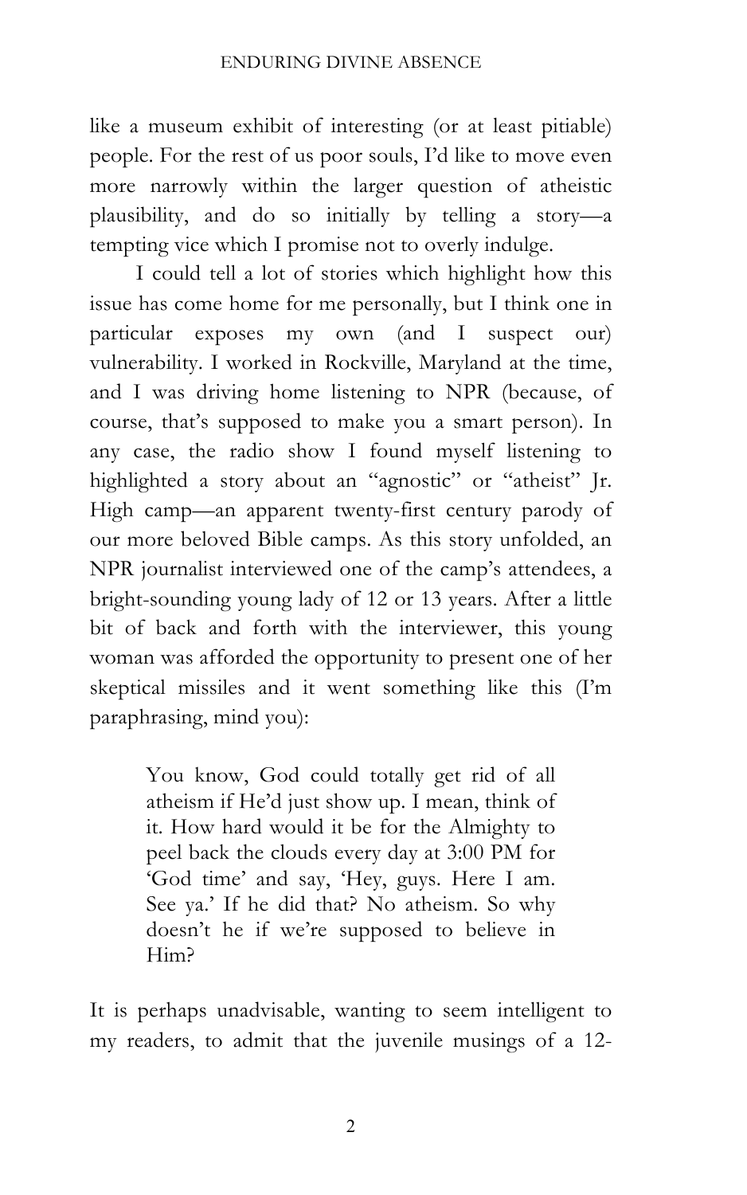like a museum exhibit of interesting (or at least pitiable) people. For the rest of us poor souls, I'd like to move even more narrowly within the larger question of atheistic plausibility, and do so initially by telling a story—a tempting vice which I promise not to overly indulge.

I could tell a lot of stories which highlight how this issue has come home for me personally, but I think one in particular exposes my own (and I suspect our) vulnerability. I worked in Rockville, Maryland at the time, and I was driving home listening to NPR (because, of course, that's supposed to make you a smart person). In any case, the radio show I found myself listening to highlighted a story about an "agnostic" or "atheist" Jr. High camp—an apparent twenty-first century parody of our more beloved Bible camps. As this story unfolded, an NPR journalist interviewed one of the camp's attendees, a bright-sounding young lady of 12 or 13 years. After a little bit of back and forth with the interviewer, this young woman was afforded the opportunity to present one of her skeptical missiles and it went something like this (I'm paraphrasing, mind you):

> You know, God could totally get rid of all atheism if He'd just show up. I mean, think of it. How hard would it be for the Almighty to peel back the clouds every day at 3:00 PM for 'God time' and say, 'Hey, guys. Here I am. See ya.' If he did that? No atheism. So why doesn't he if we're supposed to believe in Him?

It is perhaps unadvisable, wanting to seem intelligent to my readers, to admit that the juvenile musings of a 12-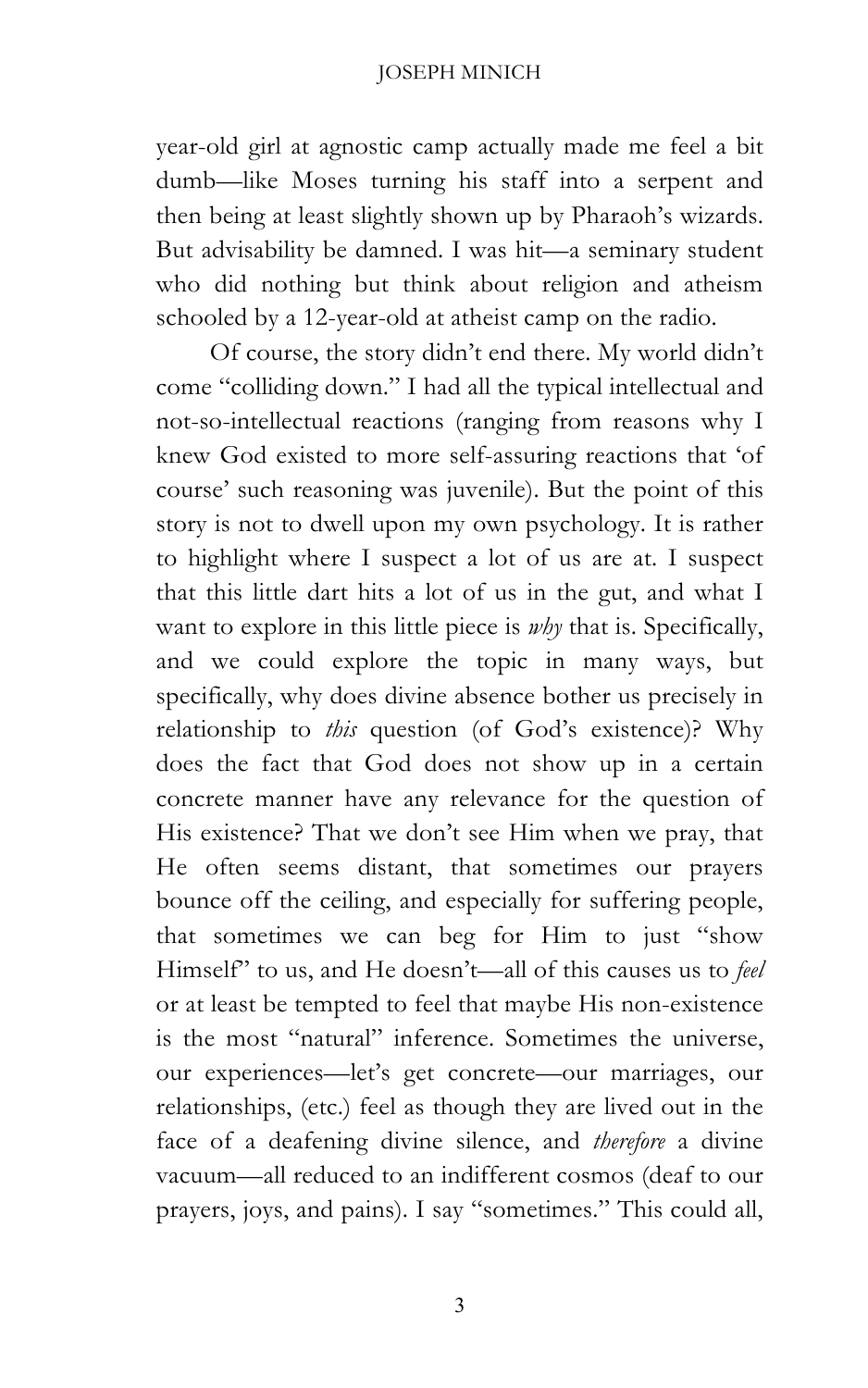year-old girl at agnostic camp actually made me feel a bit dumb—like Moses turning his staff into a serpent and then being at least slightly shown up by Pharaoh's wizards. But advisability be damned. I was hit—a seminary student who did nothing but think about religion and atheism schooled by a 12-year-old at atheist camp on the radio.

Of course, the story didn't end there. My world didn't come "colliding down." I had all the typical intellectual and not-so-intellectual reactions (ranging from reasons why I knew God existed to more self-assuring reactions that 'of course' such reasoning was juvenile). But the point of this story is not to dwell upon my own psychology. It is rather to highlight where I suspect a lot of us are at. I suspect that this little dart hits a lot of us in the gut, and what I want to explore in this little piece is *why* that is. Specifically, and we could explore the topic in many ways, but specifically, why does divine absence bother us precisely in relationship to *this* question (of God's existence)? Why does the fact that God does not show up in a certain concrete manner have any relevance for the question of His existence? That we don't see Him when we pray, that He often seems distant, that sometimes our prayers bounce off the ceiling, and especially for suffering people, that sometimes we can beg for Him to just "show Himself" to us, and He doesn't—all of this causes us to *feel* or at least be tempted to feel that maybe His non-existence is the most "natural" inference. Sometimes the universe, our experiences—let's get concrete—our marriages, our relationships, (etc.) feel as though they are lived out in the face of a deafening divine silence, and *therefore* a divine vacuum—all reduced to an indifferent cosmos (deaf to our prayers, joys, and pains). I say "sometimes." This could all,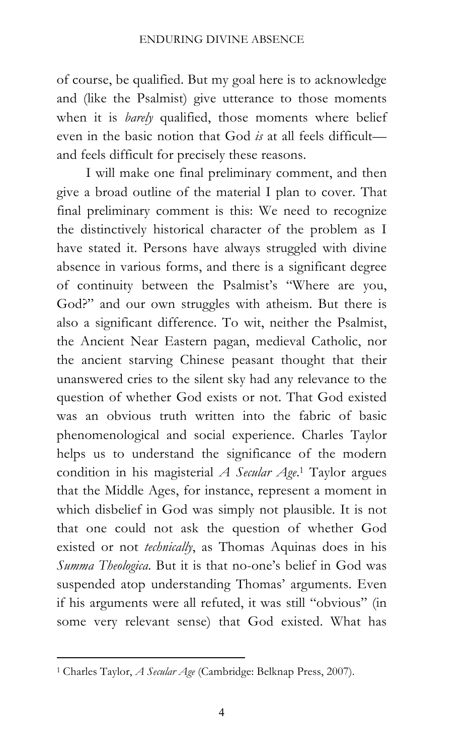of course, be qualified. But my goal here is to acknowledge and (like the Psalmist) give utterance to those moments when it is *barely* qualified, those moments where belief even in the basic notion that God *is* at all feels difficult—and feels difficult for precisely these reasons.

I will make one final preliminary comment, and then give a broad outline of the material I plan to cover. That final preliminary comment is this: We need to recognize the distinctively historical character of the problem as I have stated it. Persons have always struggled with divine absence in various forms, and there is a significant degree of continuity between the Psalmist's "Where are you, God?" and our own struggles with atheism. But there is also a significant difference. To wit, neither the Psalmist, the Ancient Near Eastern pagan, medieval Catholic, nor the ancient starving Chinese peasant thought that their unanswered cries to the silent sky had any relevance to the question of whether God exists or not. That God existed was an obvious truth written into the fabric of basic phenomenological and social experience. Charles Taylor helps us to understand the significance of the modern condition in his magisterial *A Secular Age*.[1] Taylor argues that the Middle Ages, for instance, represent a moment in which disbelief in God was simply not plausible. It is not that one could not ask the question of whether God existed or not *technically*, as Thomas Aquinas does in his *Summa Theologica*. But it is that no-one's belief in God was suspended atop understanding Thomas' arguments. Even if his arguments were all refuted, it was still "obvious" (in some very relevant sense) that God existed. What has

[1] Charles Taylor, *A Secular Age* (Cambridge: Belknap Press, 2007).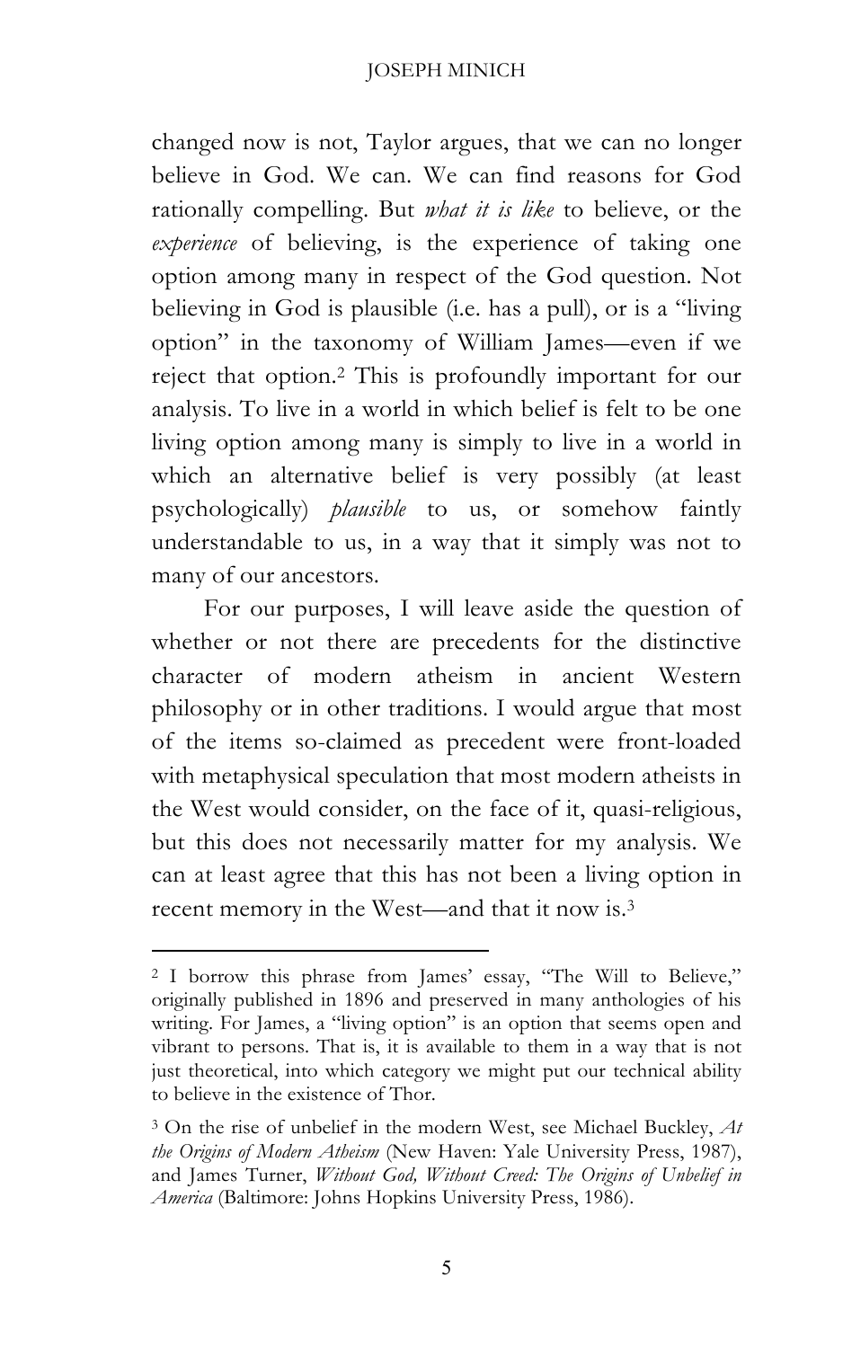changed now is not, Taylor argues, that we can no longer believe in God. We can. We can find reasons for God rationally compelling. But *what it is like* to believe, or the *experience* of believing, is the experience of taking one option among many in respect of the God question. Not believing in God is plausible (i.e. has a pull), or is a "living option" in the taxonomy of William James—even if we reject that option.[2] This is profoundly important for our analysis. To live in a world in which belief is felt to be one living option among many is simply to live in a world in which an alternative belief is very possibly (at least psychologically) *plausible* to us, or somehow faintly understandable to us, in a way that it simply was not to many of our ancestors.

For our purposes, I will leave aside the question of whether or not there are precedents for the distinctive character of modern atheism in ancient Western philosophy or in other traditions. I would argue that most of the items so-claimed as precedent were front-loaded with metaphysical speculation that most modern atheists in the West would consider, on the face of it, quasi-religious, but this does not necessarily matter for my analysis. We can at least agree that this has not been a living option in recent memory in the West—and that it now is.[3]

---

[2] I borrow this phrase from James' essay, "The Will to Believe," originally published in 1896 and preserved in many anthologies of his writing. For James, a "living option" is an option that seems open and vibrant to persons. That is, it is available to them in a way that is not just theoretical, into which category we might put our technical ability to believe in the existence of Thor.

[3] On the rise of unbelief in the modern West, see Michael Buckley, *At the Origins of Modern Atheism* (New Haven: Yale University Press, 1987), and James Turner, *Without God, Without Creed: The Origins of Unbelief in America* (Baltimore: Johns Hopkins University Press, 1986).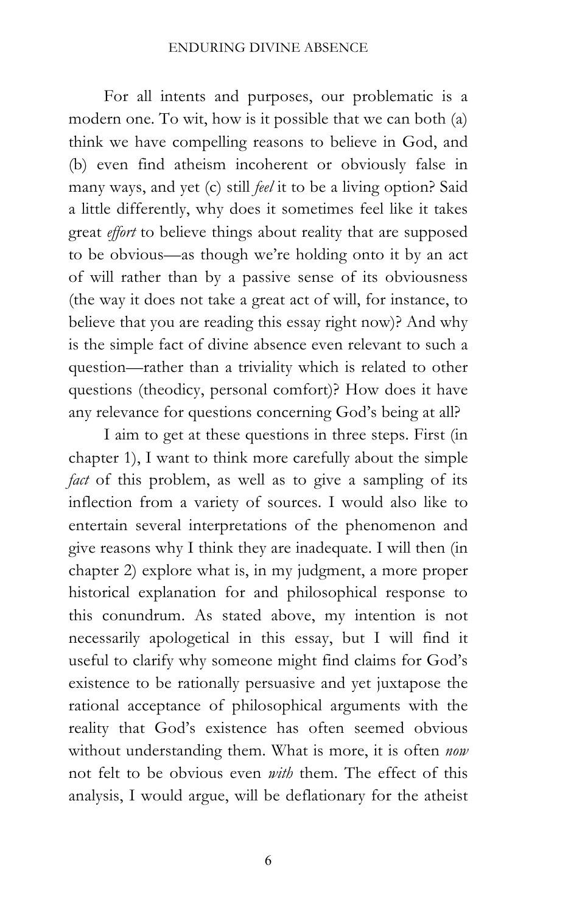For all intents and purposes, our problematic is a modern one. To wit, how is it possible that we can both (a) think we have compelling reasons to believe in God, and (b) even find atheism incoherent or obviously false in many ways, and yet (c) still *feel* it to be a living option? Said a little differently, why does it sometimes feel like it takes great *effort* to believe things about reality that are supposed to be obvious—as though we're holding onto it by an act of will rather than by a passive sense of its obviousness (the way it does not take a great act of will, for instance, to believe that you are reading this essay right now)? And why is the simple fact of divine absence even relevant to such a question—rather than a triviality which is related to other questions (theodicy, personal comfort)? How does it have any relevance for questions concerning God's being at all?

I aim to get at these questions in three steps. First (in chapter 1), I want to think more carefully about the simple *fact* of this problem, as well as to give a sampling of its inflection from a variety of sources. I would also like to entertain several interpretations of the phenomenon and give reasons why I think they are inadequate. I will then (in chapter 2) explore what is, in my judgment, a more proper historical explanation for and philosophical response to this conundrum. As stated above, my intention is not necessarily apologetical in this essay, but I will find it useful to clarify why someone might find claims for God's existence to be rationally persuasive and yet juxtapose the rational acceptance of philosophical arguments with the reality that God's existence has often seemed obvious without understanding them. What is more, it is often *now* not felt to be obvious even *with* them. The effect of this analysis, I would argue, will be deflationary for the atheist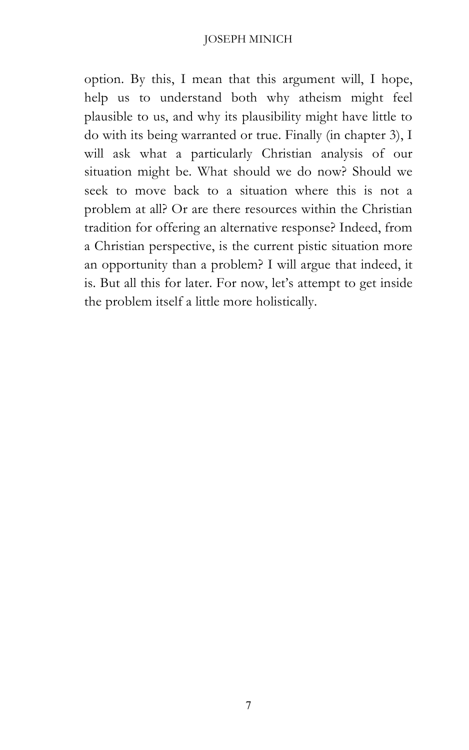option. By this, I mean that this argument will, I hope, help us to understand both why atheism might feel plausible to us, and why its plausibility might have little to do with its being warranted or true. Finally (in chapter 3), I will ask what a particularly Christian analysis of our situation might be. What should we do now? Should we seek to move back to a situation where this is not a problem at all? Or are there resources within the Christian tradition for offering an alternative response? Indeed, from a Christian perspective, is the current pistic situation more an opportunity than a problem? I will argue that indeed, it is. But all this for later. For now, let's attempt to get inside the problem itself a little more holistically.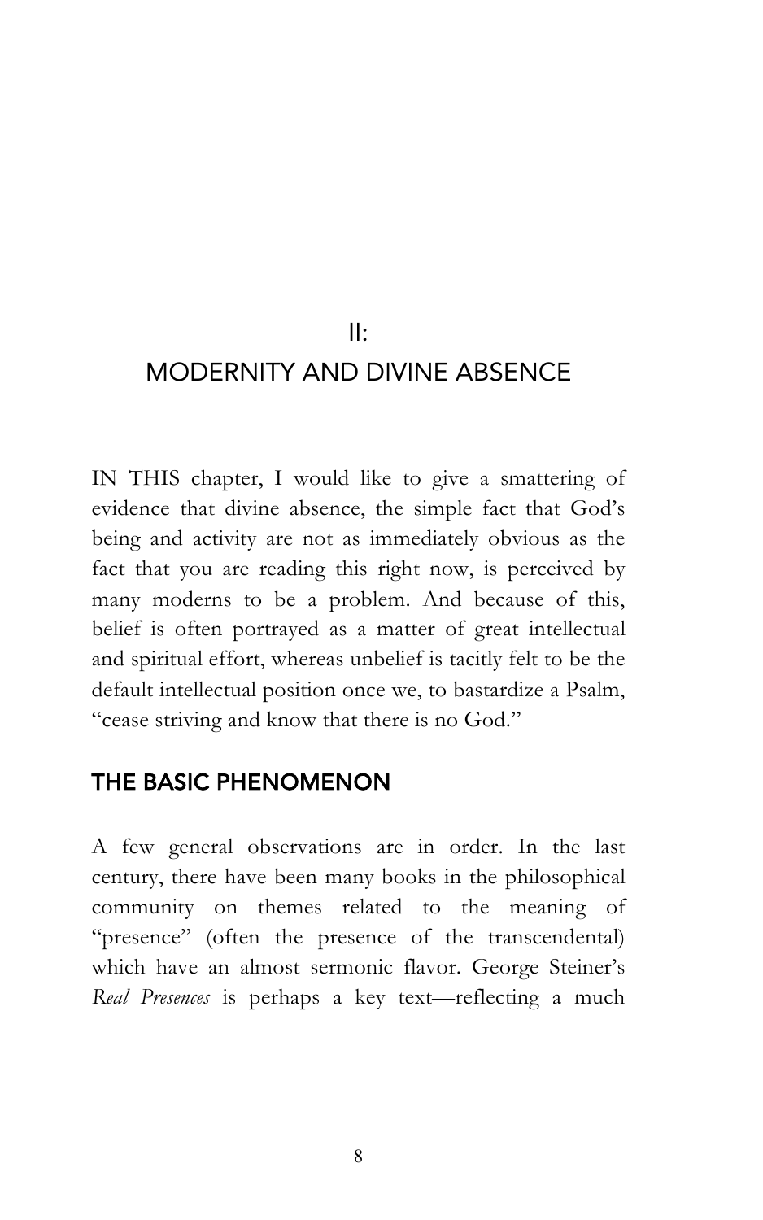# II: MODERNITY AND DIVINE ABSENCE

IN THIS chapter, I would like to give a smattering of evidence that divine absence, the simple fact that God's being and activity are not as immediately obvious as the fact that you are reading this right now, is perceived by many moderns to be a problem. And because of this, belief is often portrayed as a matter of great intellectual and spiritual effort, whereas unbelief is tacitly felt to be the default intellectual position once we, to bastardize a Psalm, "cease striving and know that there is no God."

## THE BASIC PHENOMENON

A few general observations are in order. In the last century, there have been many books in the philosophical community on themes related to the meaning of "presence" (often the presence of the transcendental) which have an almost sermonic flavor. George Steiner's *Real Presences* is perhaps a key text—reflecting a much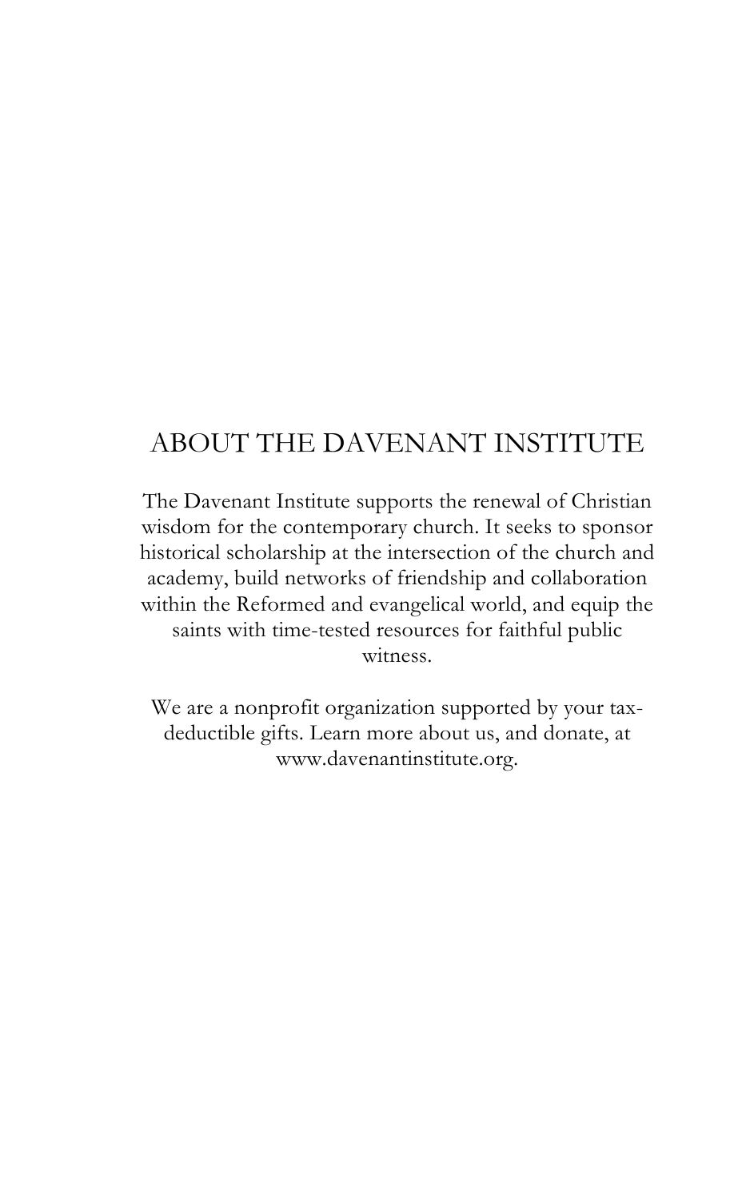# ABOUT THE DAVENANT INSTITUTE

The Davenant Institute supports the renewal of Christian wisdom for the contemporary church. It seeks to sponsor historical scholarship at the intersection of the church and academy, build networks of friendship and collaboration within the Reformed and evangelical world, and equip the saints with time-tested resources for faithful public witness.

We are a nonprofit organization supported by your tax-deductible gifts. Learn more about us, and donate, at www.davenantinstitute.org.